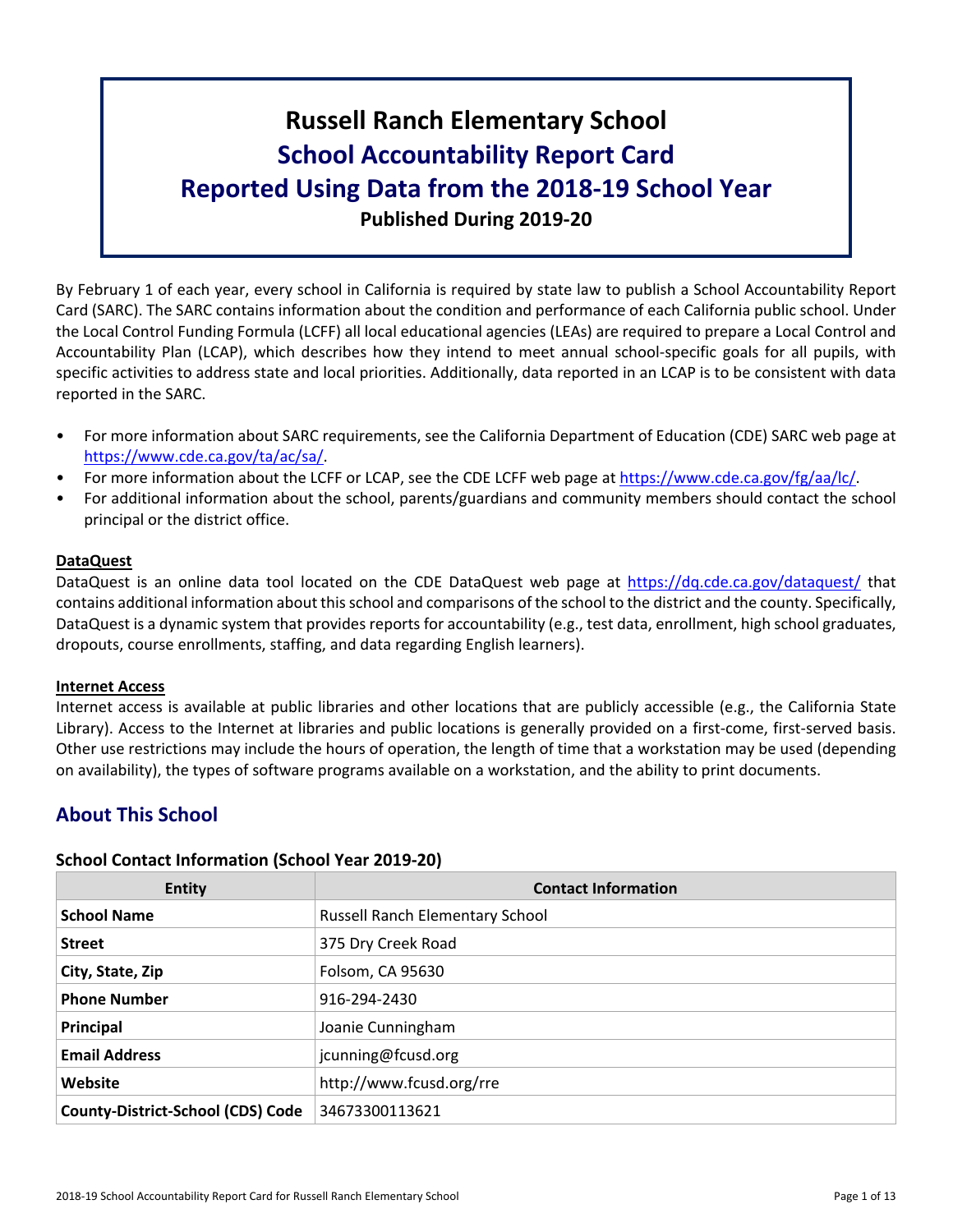# Russell Ranch Elementary School
## School Accountability Report Card
## Reported Using Data from the 2018-19 School Year
**Published During 2019-20**

By February 1 of each year, every school in California is required by state law to publish a School Accountability Report Card (SARC). The SARC contains information about the condition and performance of each California public school. Under the Local Control Funding Formula (LCFF) all local educational agencies (LEAs) are required to prepare a Local Control and Accountability Plan (LCAP), which describes how they intend to meet annual school-specific goals for all pupils, with specific activities to address state and local priorities. Additionally, data reported in an LCAP is to be consistent with data reported in the SARC.

- For more information about SARC requirements, see the California Department of Education (CDE) SARC web page at https://www.cde.ca.gov/ta/ac/sa/.
- For more information about the LCFF or LCAP, see the CDE LCFF web page at https://www.cde.ca.gov/fg/aa/lc/.
- For additional information about the school, parents/guardians and community members should contact the school principal or the district office.

**DataQuest**

DataQuest is an online data tool located on the CDE DataQuest web page at https://dq.cde.ca.gov/dataquest/ that contains additional information about this school and comparisons of the school to the district and the county. Specifically, DataQuest is a dynamic system that provides reports for accountability (e.g., test data, enrollment, high school graduates, dropouts, course enrollments, staffing, and data regarding English learners).

**Internet Access**

Internet access is available at public libraries and other locations that are publicly accessible (e.g., the California State Library). Access to the Internet at libraries and public locations is generally provided on a first-come, first-served basis. Other use restrictions may include the hours of operation, the length of time that a workstation may be used (depending on availability), the types of software programs available on a workstation, and the ability to print documents.

## About This School

### School Contact Information (School Year 2019-20)

| Entity | Contact Information |
|---|---|
| **School Name** | Russell Ranch Elementary School |
| **Street** | 375 Dry Creek Road |
| **City, State, Zip** | Folsom, CA 95630 |
| **Phone Number** | 916-294-2430 |
| **Principal** | Joanie Cunningham |
| **Email Address** | jcunning@fcusd.org |
| **Website** | http://www.fcusd.org/rre |
| **County-District-School (CDS) Code** | 34673300113621 |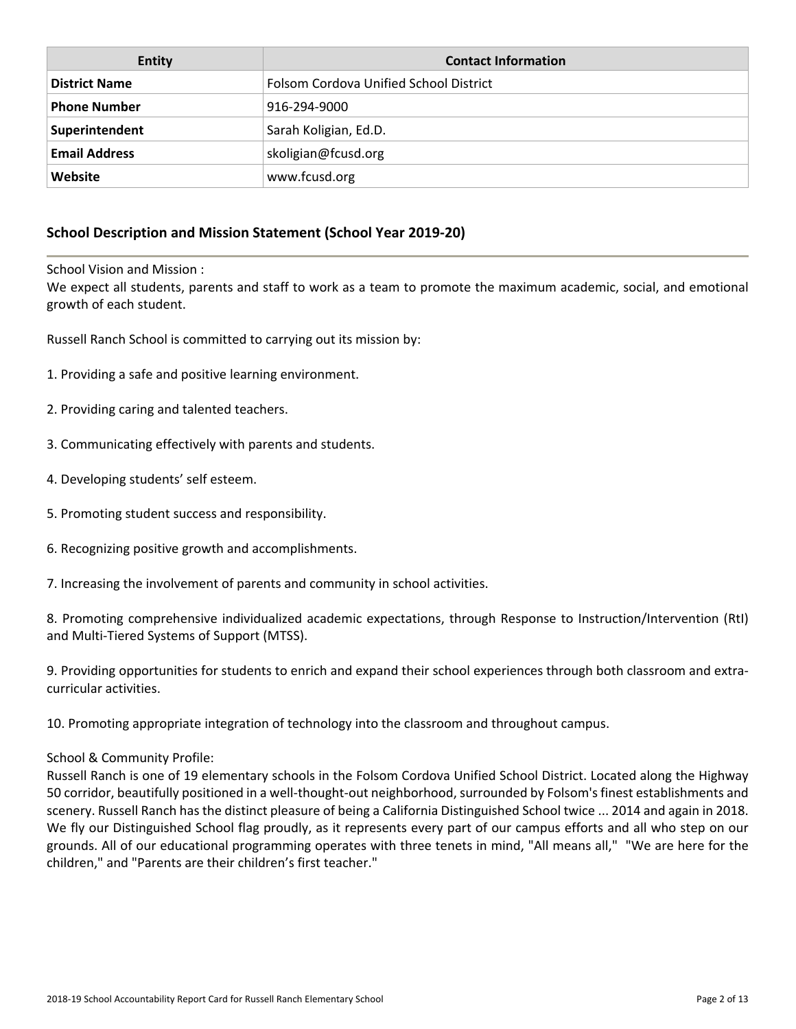| Entity | Contact Information |
|---|---|
| **District Name** | Folsom Cordova Unified School District |
| **Phone Number** | 916-294-9000 |
| **Superintendent** | Sarah Koligian, Ed.D. |
| **Email Address** | skoligian@fcusd.org |
| **Website** | www.fcusd.org |

## School Description and Mission Statement (School Year 2019-20)

School Vision and Mission :
We expect all students, parents and staff to work as a team to promote the maximum academic, social, and emotional growth of each student.

Russell Ranch School is committed to carrying out its mission by:

1. Providing a safe and positive learning environment.

2. Providing caring and talented teachers.

3. Communicating effectively with parents and students.

4. Developing students' self esteem.

5. Promoting student success and responsibility.

6. Recognizing positive growth and accomplishments.

7. Increasing the involvement of parents and community in school activities.

8. Promoting comprehensive individualized academic expectations, through Response to Instruction/Intervention (RtI) and Multi-Tiered Systems of Support (MTSS).

9. Providing opportunities for students to enrich and expand their school experiences through both classroom and extra-curricular activities.

10. Promoting appropriate integration of technology into the classroom and throughout campus.

School & Community Profile:
Russell Ranch is one of 19 elementary schools in the Folsom Cordova Unified School District. Located along the Highway 50 corridor, beautifully positioned in a well-thought-out neighborhood, surrounded by Folsom's finest establishments and scenery. Russell Ranch has the distinct pleasure of being a California Distinguished School twice ... 2014 and again in 2018. We fly our Distinguished School flag proudly, as it represents every part of our campus efforts and all who step on our grounds. All of our educational programming operates with three tenets in mind, "All means all," "We are here for the children," and "Parents are their children's first teacher."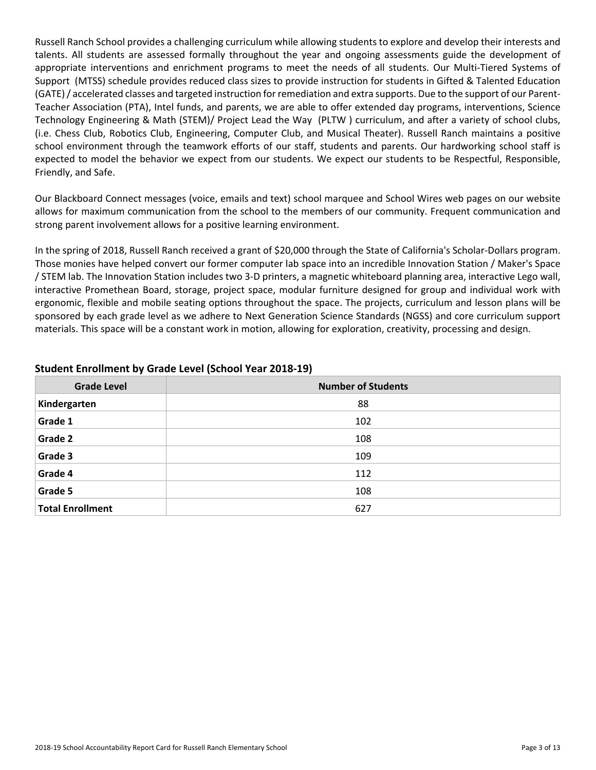Russell Ranch School provides a challenging curriculum while allowing students to explore and develop their interests and talents. All students are assessed formally throughout the year and ongoing assessments guide the development of appropriate interventions and enrichment programs to meet the needs of all students. Our Multi-Tiered Systems of Support (MTSS) schedule provides reduced class sizes to provide instruction for students in Gifted & Talented Education (GATE) / accelerated classes and targeted instruction for remediation and extra supports. Due to the support of our Parent-Teacher Association (PTA), Intel funds, and parents, we are able to offer extended day programs, interventions, Science Technology Engineering & Math (STEM)/ Project Lead the Way (PLTW ) curriculum, and after a variety of school clubs, (i.e. Chess Club, Robotics Club, Engineering, Computer Club, and Musical Theater). Russell Ranch maintains a positive school environment through the teamwork efforts of our staff, students and parents. Our hardworking school staff is expected to model the behavior we expect from our students. We expect our students to be Respectful, Responsible, Friendly, and Safe.

Our Blackboard Connect messages (voice, emails and text) school marquee and School Wires web pages on our website allows for maximum communication from the school to the members of our community. Frequent communication and strong parent involvement allows for a positive learning environment.

In the spring of 2018, Russell Ranch received a grant of $20,000 through the State of California's Scholar-Dollars program. Those monies have helped convert our former computer lab space into an incredible Innovation Station / Maker's Space / STEM lab. The Innovation Station includes two 3-D printers, a magnetic whiteboard planning area, interactive Lego wall, interactive Promethean Board, storage, project space, modular furniture designed for group and individual work with ergonomic, flexible and mobile seating options throughout the space. The projects, curriculum and lesson plans will be sponsored by each grade level as we adhere to Next Generation Science Standards (NGSS) and core curriculum support materials. This space will be a constant work in motion, allowing for exploration, creativity, processing and design.

### Student Enrollment by Grade Level (School Year 2018-19)

| Grade Level | Number of Students |
|---|---|
| **Kindergarten** | 88 |
| **Grade 1** | 102 |
| **Grade 2** | 108 |
| **Grade 3** | 109 |
| **Grade 4** | 112 |
| **Grade 5** | 108 |
| **Total Enrollment** | 627 |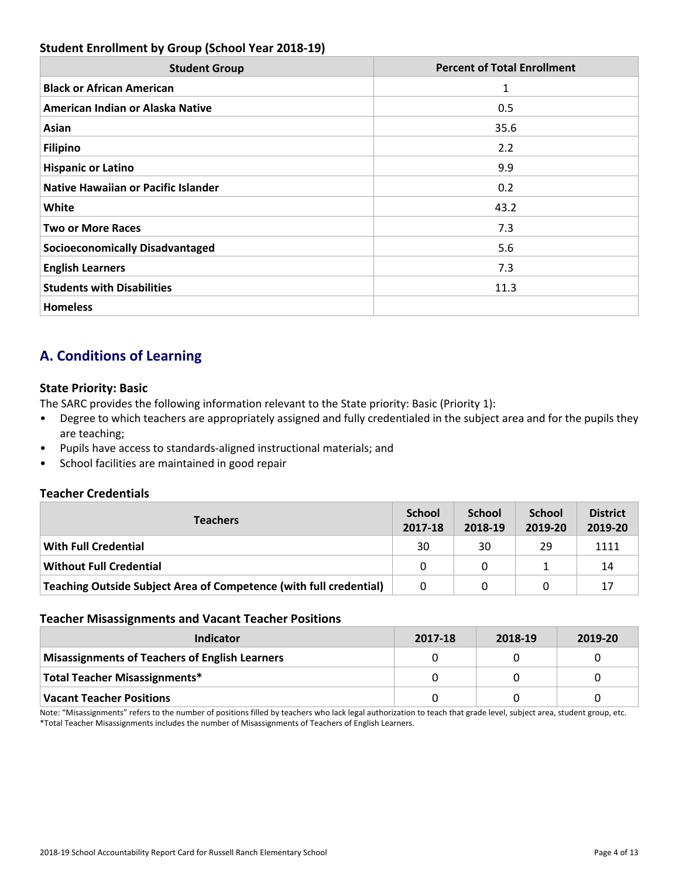### Student Enrollment by Group (School Year 2018-19)

| Student Group | Percent of Total Enrollment |
|---|---|
| **Black or African American** | 1 |
| **American Indian or Alaska Native** | 0.5 |
| **Asian** | 35.6 |
| **Filipino** | 2.2 |
| **Hispanic or Latino** | 9.9 |
| **Native Hawaiian or Pacific Islander** | 0.2 |
| **White** | 43.2 |
| **Two or More Races** | 7.3 |
| **Socioeconomically Disadvantaged** | 5.6 |
| **English Learners** | 7.3 |
| **Students with Disabilities** | 11.3 |
| **Homeless** | |

## A. Conditions of Learning

### State Priority: Basic

The SARC provides the following information relevant to the State priority: Basic (Priority 1):

- Degree to which teachers are appropriately assigned and fully credentialed in the subject area and for the pupils they are teaching;
- Pupils have access to standards-aligned instructional materials; and
- School facilities are maintained in good repair

### Teacher Credentials

| Teachers | School 2017-18 | School 2018-19 | School 2019-20 | District 2019-20 |
|---|---|---|---|---|
| **With Full Credential** | 30 | 30 | 29 | 1111 |
| **Without Full Credential** | 0 | 0 | 1 | 14 |
| **Teaching Outside Subject Area of Competence (with full credential)** | 0 | 0 | 0 | 17 |

### Teacher Misassignments and Vacant Teacher Positions

| Indicator | 2017-18 | 2018-19 | 2019-20 |
|---|---|---|---|
| **Misassignments of Teachers of English Learners** | 0 | 0 | 0 |
| **Total Teacher Misassignments*** | 0 | 0 | 0 |
| **Vacant Teacher Positions** | 0 | 0 | 0 |

Note: "Misassignments" refers to the number of positions filled by teachers who lack legal authorization to teach that grade level, subject area, student group, etc.
*Total Teacher Misassignments includes the number of Misassignments of Teachers of English Learners.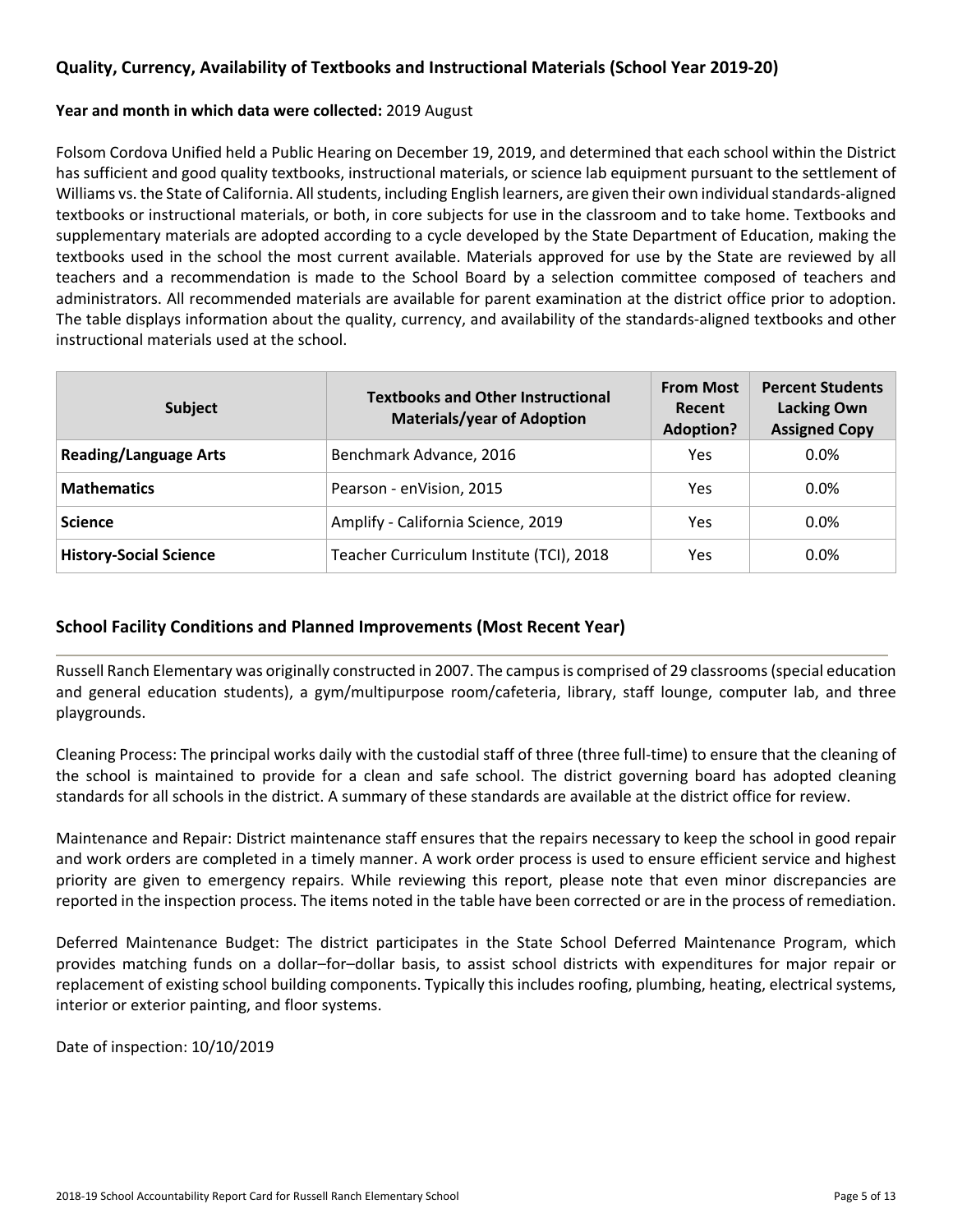## Quality, Currency, Availability of Textbooks and Instructional Materials (School Year 2019-20)

**Year and month in which data were collected:** 2019 August

Folsom Cordova Unified held a Public Hearing on December 19, 2019, and determined that each school within the District has sufficient and good quality textbooks, instructional materials, or science lab equipment pursuant to the settlement of Williams vs. the State of California. All students, including English learners, are given their own individual standards-aligned textbooks or instructional materials, or both, in core subjects for use in the classroom and to take home. Textbooks and supplementary materials are adopted according to a cycle developed by the State Department of Education, making the textbooks used in the school the most current available. Materials approved for use by the State are reviewed by all teachers and a recommendation is made to the School Board by a selection committee composed of teachers and administrators. All recommended materials are available for parent examination at the district office prior to adoption. The table displays information about the quality, currency, and availability of the standards-aligned textbooks and other instructional materials used at the school.

| Subject | Textbooks and Other Instructional Materials/year of Adoption | From Most Recent Adoption? | Percent Students Lacking Own Assigned Copy |
|---|---|---|---|
| **Reading/Language Arts** | Benchmark Advance, 2016 | Yes | 0.0% |
| **Mathematics** | Pearson - enVision, 2015 | Yes | 0.0% |
| **Science** | Amplify - California Science, 2019 | Yes | 0.0% |
| **History-Social Science** | Teacher Curriculum Institute (TCI), 2018 | Yes | 0.0% |

## School Facility Conditions and Planned Improvements (Most Recent Year)

Russell Ranch Elementary was originally constructed in 2007. The campus is comprised of 29 classrooms (special education and general education students), a gym/multipurpose room/cafeteria, library, staff lounge, computer lab, and three playgrounds.

Cleaning Process: The principal works daily with the custodial staff of three (three full-time) to ensure that the cleaning of the school is maintained to provide for a clean and safe school. The district governing board has adopted cleaning standards for all schools in the district. A summary of these standards are available at the district office for review.

Maintenance and Repair: District maintenance staff ensures that the repairs necessary to keep the school in good repair and work orders are completed in a timely manner. A work order process is used to ensure efficient service and highest priority are given to emergency repairs. While reviewing this report, please note that even minor discrepancies are reported in the inspection process. The items noted in the table have been corrected or are in the process of remediation.

Deferred Maintenance Budget: The district participates in the State School Deferred Maintenance Program, which provides matching funds on a dollar–for–dollar basis, to assist school districts with expenditures for major repair or replacement of existing school building components. Typically this includes roofing, plumbing, heating, electrical systems, interior or exterior painting, and floor systems.

Date of inspection: 10/10/2019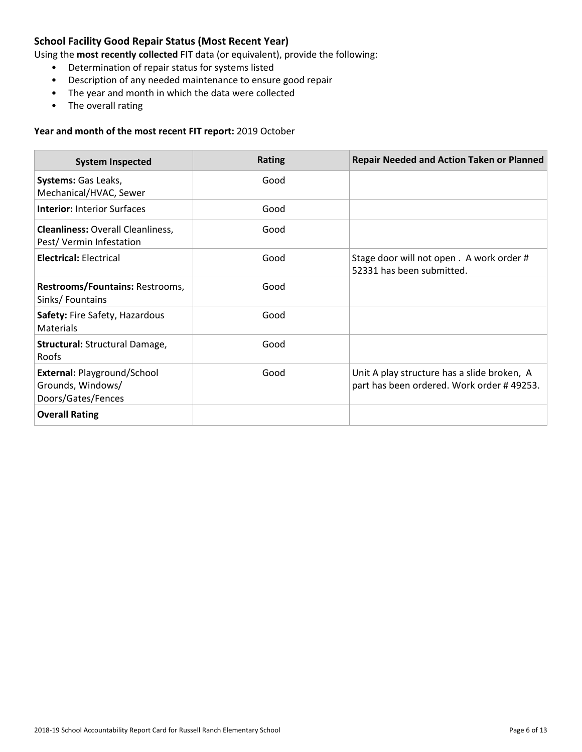### School Facility Good Repair Status (Most Recent Year)

Using the **most recently collected** FIT data (or equivalent), provide the following:

- Determination of repair status for systems listed
- Description of any needed maintenance to ensure good repair
- The year and month in which the data were collected
- The overall rating

**Year and month of the most recent FIT report:** 2019 October

| System Inspected | Rating | Repair Needed and Action Taken or Planned |
|---|---|---|
| **Systems:** Gas Leaks, Mechanical/HVAC, Sewer | Good | |
| **Interior:** Interior Surfaces | Good | |
| **Cleanliness:** Overall Cleanliness, Pest/ Vermin Infestation | Good | |
| **Electrical:** Electrical | Good | Stage door will not open . A work order # 52331 has been submitted. |
| **Restrooms/Fountains:** Restrooms, Sinks/ Fountains | Good | |
| **Safety:** Fire Safety, Hazardous Materials | Good | |
| **Structural:** Structural Damage, Roofs | Good | |
| **External:** Playground/School Grounds, Windows/ Doors/Gates/Fences | Good | Unit A play structure has a slide broken, A part has been ordered. Work order # 49253. |
| **Overall Rating** | | |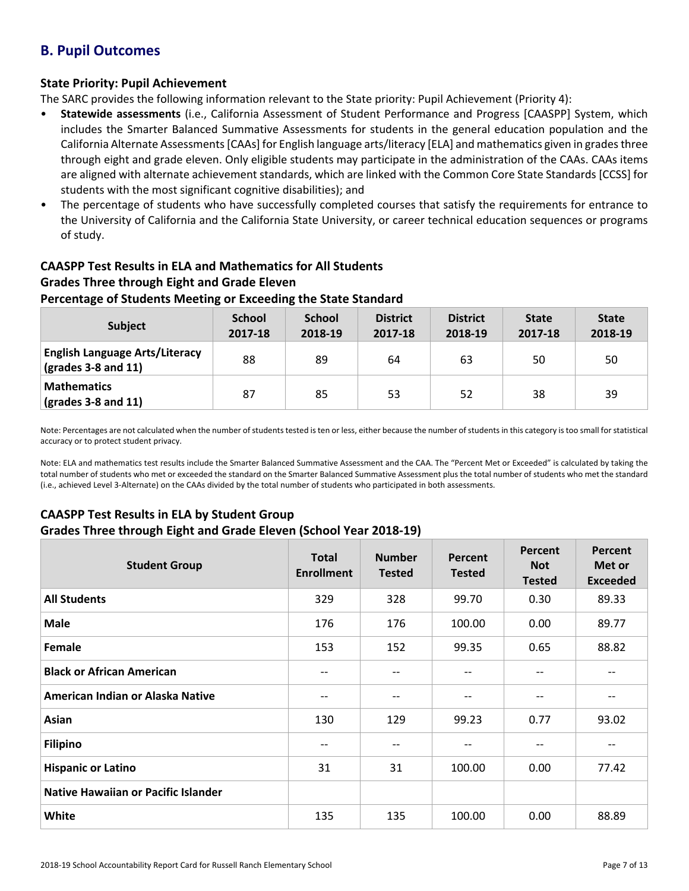## B. Pupil Outcomes

### State Priority: Pupil Achievement

The SARC provides the following information relevant to the State priority: Pupil Achievement (Priority 4):

- **Statewide assessments** (i.e., California Assessment of Student Performance and Progress [CAASPP] System, which includes the Smarter Balanced Summative Assessments for students in the general education population and the California Alternate Assessments [CAAs] for English language arts/literacy [ELA] and mathematics given in grades three through eight and grade eleven. Only eligible students may participate in the administration of the CAAs. CAAs items are aligned with alternate achievement standards, which are linked with the Common Core State Standards [CCSS] for students with the most significant cognitive disabilities); and
- The percentage of students who have successfully completed courses that satisfy the requirements for entrance to the University of California and the California State University, or career technical education sequences or programs of study.

### CAASPP Test Results in ELA and Mathematics for All Students
### Grades Three through Eight and Grade Eleven
### Percentage of Students Meeting or Exceeding the State Standard

| Subject | School 2017-18 | School 2018-19 | District 2017-18 | District 2018-19 | State 2017-18 | State 2018-19 |
|---|---|---|---|---|---|---|
| **English Language Arts/Literacy (grades 3-8 and 11)** | 88 | 89 | 64 | 63 | 50 | 50 |
| **Mathematics (grades 3-8 and 11)** | 87 | 85 | 53 | 52 | 38 | 39 |

Note: Percentages are not calculated when the number of students tested is ten or less, either because the number of students in this category is too small for statistical accuracy or to protect student privacy.

Note: ELA and mathematics test results include the Smarter Balanced Summative Assessment and the CAA. The "Percent Met or Exceeded" is calculated by taking the total number of students who met or exceeded the standard on the Smarter Balanced Summative Assessment plus the total number of students who met the standard (i.e., achieved Level 3-Alternate) on the CAAs divided by the total number of students who participated in both assessments.

### CAASPP Test Results in ELA by Student Group
### Grades Three through Eight and Grade Eleven (School Year 2018-19)

| Student Group | Total Enrollment | Number Tested | Percent Tested | Percent Not Tested | Percent Met or Exceeded |
|---|---|---|---|---|---|
| **All Students** | 329 | 328 | 99.70 | 0.30 | 89.33 |
| **Male** | 176 | 176 | 100.00 | 0.00 | 89.77 |
| **Female** | 153 | 152 | 99.35 | 0.65 | 88.82 |
| **Black or African American** | -- | -- | -- | -- | -- |
| **American Indian or Alaska Native** | -- | -- | -- | -- | -- |
| **Asian** | 130 | 129 | 99.23 | 0.77 | 93.02 |
| **Filipino** | -- | -- | -- | -- | -- |
| **Hispanic or Latino** | 31 | 31 | 100.00 | 0.00 | 77.42 |
| **Native Hawaiian or Pacific Islander** | | | | | |
| **White** | 135 | 135 | 100.00 | 0.00 | 88.89 |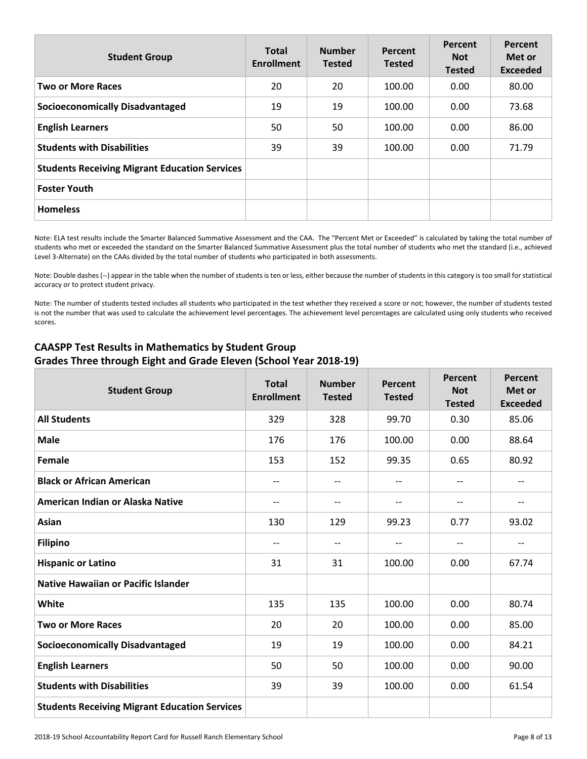| Student Group | Total Enrollment | Number Tested | Percent Tested | Percent Not Tested | Percent Met or Exceeded |
|---|---|---|---|---|---|
| **Two or More Races** | 20 | 20 | 100.00 | 0.00 | 80.00 |
| **Socioeconomically Disadvantaged** | 19 | 19 | 100.00 | 0.00 | 73.68 |
| **English Learners** | 50 | 50 | 100.00 | 0.00 | 86.00 |
| **Students with Disabilities** | 39 | 39 | 100.00 | 0.00 | 71.79 |
| **Students Receiving Migrant Education Services** | | | | | |
| **Foster Youth** | | | | | |
| **Homeless** | | | | | |

Note: ELA test results include the Smarter Balanced Summative Assessment and the CAA. The "Percent Met or Exceeded" is calculated by taking the total number of students who met or exceeded the standard on the Smarter Balanced Summative Assessment plus the total number of students who met the standard (i.e., achieved Level 3-Alternate) on the CAAs divided by the total number of students who participated in both assessments.

Note: Double dashes (--) appear in the table when the number of students is ten or less, either because the number of students in this category is too small for statistical accuracy or to protect student privacy.

Note: The number of students tested includes all students who participated in the test whether they received a score or not; however, the number of students tested is not the number that was used to calculate the achievement level percentages. The achievement level percentages are calculated using only students who received scores.

### CAASPP Test Results in Mathematics by Student Group Grades Three through Eight and Grade Eleven (School Year 2018-19)

| Student Group | Total Enrollment | Number Tested | Percent Tested | Percent Not Tested | Percent Met or Exceeded |
|---|---|---|---|---|---|
| **All Students** | 329 | 328 | 99.70 | 0.30 | 85.06 |
| **Male** | 176 | 176 | 100.00 | 0.00 | 88.64 |
| **Female** | 153 | 152 | 99.35 | 0.65 | 80.92 |
| **Black or African American** | -- | -- | -- | -- | -- |
| **American Indian or Alaska Native** | -- | -- | -- | -- | -- |
| **Asian** | 130 | 129 | 99.23 | 0.77 | 93.02 |
| **Filipino** | -- | -- | -- | -- | -- |
| **Hispanic or Latino** | 31 | 31 | 100.00 | 0.00 | 67.74 |
| **Native Hawaiian or Pacific Islander** | | | | | |
| **White** | 135 | 135 | 100.00 | 0.00 | 80.74 |
| **Two or More Races** | 20 | 20 | 100.00 | 0.00 | 85.00 |
| **Socioeconomically Disadvantaged** | 19 | 19 | 100.00 | 0.00 | 84.21 |
| **English Learners** | 50 | 50 | 100.00 | 0.00 | 90.00 |
| **Students with Disabilities** | 39 | 39 | 100.00 | 0.00 | 61.54 |
| **Students Receiving Migrant Education Services** | | | | | |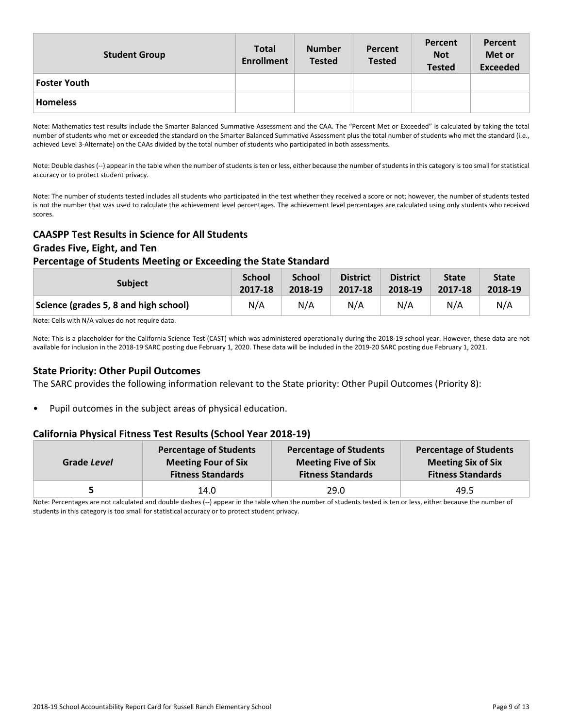| Student Group | Total Enrollment | Number Tested | Percent Tested | Percent Not Tested | Percent Met or Exceeded |
|---|---|---|---|---|---|
| Foster Youth | | | | | |
| Homeless | | | | | |

Note: Mathematics test results include the Smarter Balanced Summative Assessment and the CAA. The "Percent Met or Exceeded" is calculated by taking the total number of students who met or exceeded the standard on the Smarter Balanced Summative Assessment plus the total number of students who met the standard (i.e., achieved Level 3-Alternate) on the CAAs divided by the total number of students who participated in both assessments.

Note: Double dashes (--) appear in the table when the number of students is ten or less, either because the number of students in this category is too small for statistical accuracy or to protect student privacy.

Note: The number of students tested includes all students who participated in the test whether they received a score or not; however, the number of students tested is not the number that was used to calculate the achievement level percentages. The achievement level percentages are calculated using only students who received scores.

### CAASPP Test Results in Science for All Students
### Grades Five, Eight, and Ten
### Percentage of Students Meeting or Exceeding the State Standard

| Subject | School 2017-18 | School 2018-19 | District 2017-18 | District 2018-19 | State 2017-18 | State 2018-19 |
|---|---|---|---|---|---|---|
| Science (grades 5, 8 and high school) | N/A | N/A | N/A | N/A | N/A | N/A |

Note: Cells with N/A values do not require data.

Note: This is a placeholder for the California Science Test (CAST) which was administered operationally during the 2018-19 school year. However, these data are not available for inclusion in the 2018-19 SARC posting due February 1, 2020. These data will be included in the 2019-20 SARC posting due February 1, 2021.

## State Priority: Other Pupil Outcomes

The SARC provides the following information relevant to the State priority: Other Pupil Outcomes (Priority 8):

- Pupil outcomes in the subject areas of physical education.

### California Physical Fitness Test Results (School Year 2018-19)

| Grade *Level* | Percentage of Students Meeting Four of Six Fitness Standards | Percentage of Students Meeting Five of Six Fitness Standards | Percentage of Students Meeting Six of Six Fitness Standards |
|---|---|---|---|
| **5** | 14.0 | 29.0 | 49.5 |

Note: Percentages are not calculated and double dashes (--) appear in the table when the number of students tested is ten or less, either because the number of students in this category is too small for statistical accuracy or to protect student privacy.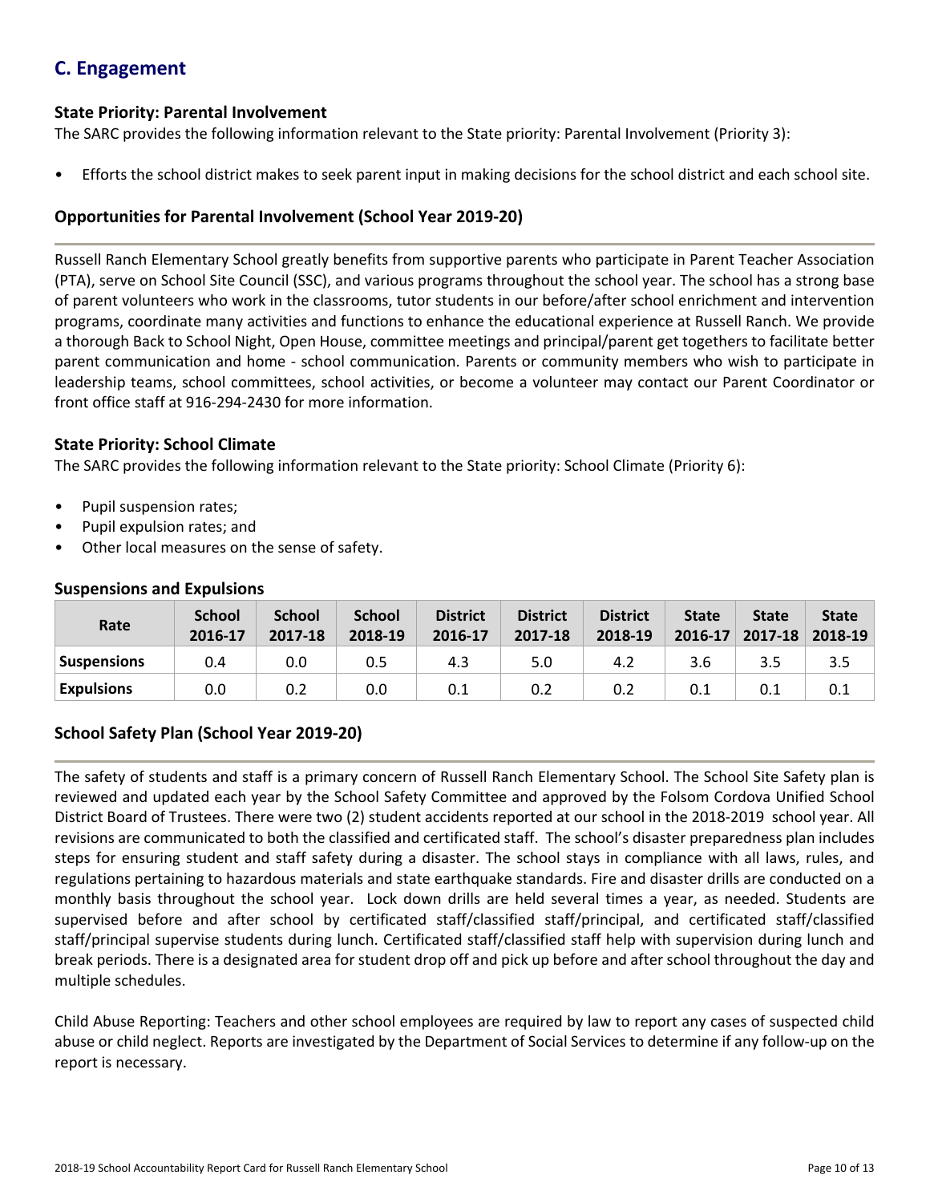## C. Engagement

### State Priority: Parental Involvement

The SARC provides the following information relevant to the State priority: Parental Involvement (Priority 3):

- Efforts the school district makes to seek parent input in making decisions for the school district and each school site.

### Opportunities for Parental Involvement (School Year 2019-20)

Russell Ranch Elementary School greatly benefits from supportive parents who participate in Parent Teacher Association (PTA), serve on School Site Council (SSC), and various programs throughout the school year. The school has a strong base of parent volunteers who work in the classrooms, tutor students in our before/after school enrichment and intervention programs, coordinate many activities and functions to enhance the educational experience at Russell Ranch. We provide a thorough Back to School Night, Open House, committee meetings and principal/parent get togethers to facilitate better parent communication and home - school communication. Parents or community members who wish to participate in leadership teams, school committees, school activities, or become a volunteer may contact our Parent Coordinator or front office staff at 916-294-2430 for more information.

### State Priority: School Climate

The SARC provides the following information relevant to the State priority: School Climate (Priority 6):

- Pupil suspension rates;
- Pupil expulsion rates; and
- Other local measures on the sense of safety.

### Suspensions and Expulsions

| Rate | School 2016-17 | School 2017-18 | School 2018-19 | District 2016-17 | District 2017-18 | District 2018-19 | State 2016-17 | State 2017-18 | State 2018-19 |
|---|---|---|---|---|---|---|---|---|---|
| Suspensions | 0.4 | 0.0 | 0.5 | 4.3 | 5.0 | 4.2 | 3.6 | 3.5 | 3.5 |
| Expulsions | 0.0 | 0.2 | 0.0 | 0.1 | 0.2 | 0.2 | 0.1 | 0.1 | 0.1 |

### School Safety Plan (School Year 2019-20)

The safety of students and staff is a primary concern of Russell Ranch Elementary School. The School Site Safety plan is reviewed and updated each year by the School Safety Committee and approved by the Folsom Cordova Unified School District Board of Trustees. There were two (2) student accidents reported at our school in the 2018-2019 school year. All revisions are communicated to both the classified and certificated staff. The school's disaster preparedness plan includes steps for ensuring student and staff safety during a disaster. The school stays in compliance with all laws, rules, and regulations pertaining to hazardous materials and state earthquake standards. Fire and disaster drills are conducted on a monthly basis throughout the school year. Lock down drills are held several times a year, as needed. Students are supervised before and after school by certificated staff/classified staff/principal, and certificated staff/classified staff/principal supervise students during lunch. Certificated staff/classified staff help with supervision during lunch and break periods. There is a designated area for student drop off and pick up before and after school throughout the day and multiple schedules.

Child Abuse Reporting: Teachers and other school employees are required by law to report any cases of suspected child abuse or child neglect. Reports are investigated by the Department of Social Services to determine if any follow-up on the report is necessary.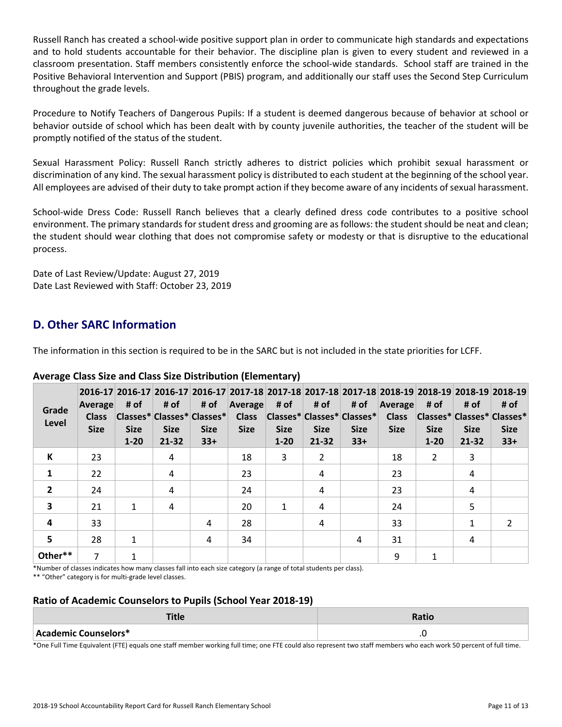Russell Ranch has created a school-wide positive support plan in order to communicate high standards and expectations and to hold students accountable for their behavior. The discipline plan is given to every student and reviewed in a classroom presentation. Staff members consistently enforce the school-wide standards. School staff are trained in the Positive Behavioral Intervention and Support (PBIS) program, and additionally our staff uses the Second Step Curriculum throughout the grade levels.

Procedure to Notify Teachers of Dangerous Pupils: If a student is deemed dangerous because of behavior at school or behavior outside of school which has been dealt with by county juvenile authorities, the teacher of the student will be promptly notified of the status of the student.

Sexual Harassment Policy: Russell Ranch strictly adheres to district policies which prohibit sexual harassment or discrimination of any kind. The sexual harassment policy is distributed to each student at the beginning of the school year. All employees are advised of their duty to take prompt action if they become aware of any incidents of sexual harassment.

School-wide Dress Code: Russell Ranch believes that a clearly defined dress code contributes to a positive school environment. The primary standards for student dress and grooming are as follows: the student should be neat and clean; the student should wear clothing that does not compromise safety or modesty or that is disruptive to the educational process.

Date of Last Review/Update: August 27, 2019
Date Last Reviewed with Staff: October 23, 2019

## D. Other SARC Information

The information in this section is required to be in the SARC but is not included in the state priorities for LCFF.

### Average Class Size and Class Size Distribution (Elementary)

| Grade Level | 2016-17 Average Class Size | 2016-17 # of Classes* Size 1-20 | 2016-17 # of Classes* Size 21-32 | 2016-17 # of Classes* Size 33+ | 2017-18 Average Class Size | 2017-18 # of Classes* Size 1-20 | 2017-18 # of Classes* Size 21-32 | 2017-18 # of Classes* Size 33+ | 2018-19 Average Class Size | 2018-19 # of Classes* Size 1-20 | 2018-19 # of Classes* Size 21-32 | 2018-19 # of Classes* Size 33+ |
|---|---|---|---|---|---|---|---|---|---|---|---|---|
| K | 23 | | 4 | | 18 | 3 | 2 | | 18 | 2 | 3 | |
| 1 | 22 | | 4 | | 23 | | 4 | | 23 | | 4 | |
| 2 | 24 | | 4 | | 24 | | 4 | | 23 | | 4 | |
| 3 | 21 | 1 | 4 | | 20 | 1 | 4 | | 24 | | 5 | |
| 4 | 33 | | | 4 | 28 | | 4 | | 33 | | 1 | 2 |
| 5 | 28 | 1 | | 4 | 34 | | | 4 | 31 | | 4 | |
| Other** | 7 | 1 | | | | | | | 9 | 1 | | |

*Number of classes indicates how many classes fall into each size category (a range of total students per class).

** "Other" category is for multi-grade level classes.

### Ratio of Academic Counselors to Pupils (School Year 2018-19)

| Title | Ratio |
|---|---|
| Academic Counselors* | .0 |

*One Full Time Equivalent (FTE) equals one staff member working full time; one FTE could also represent two staff members who each work 50 percent of full time.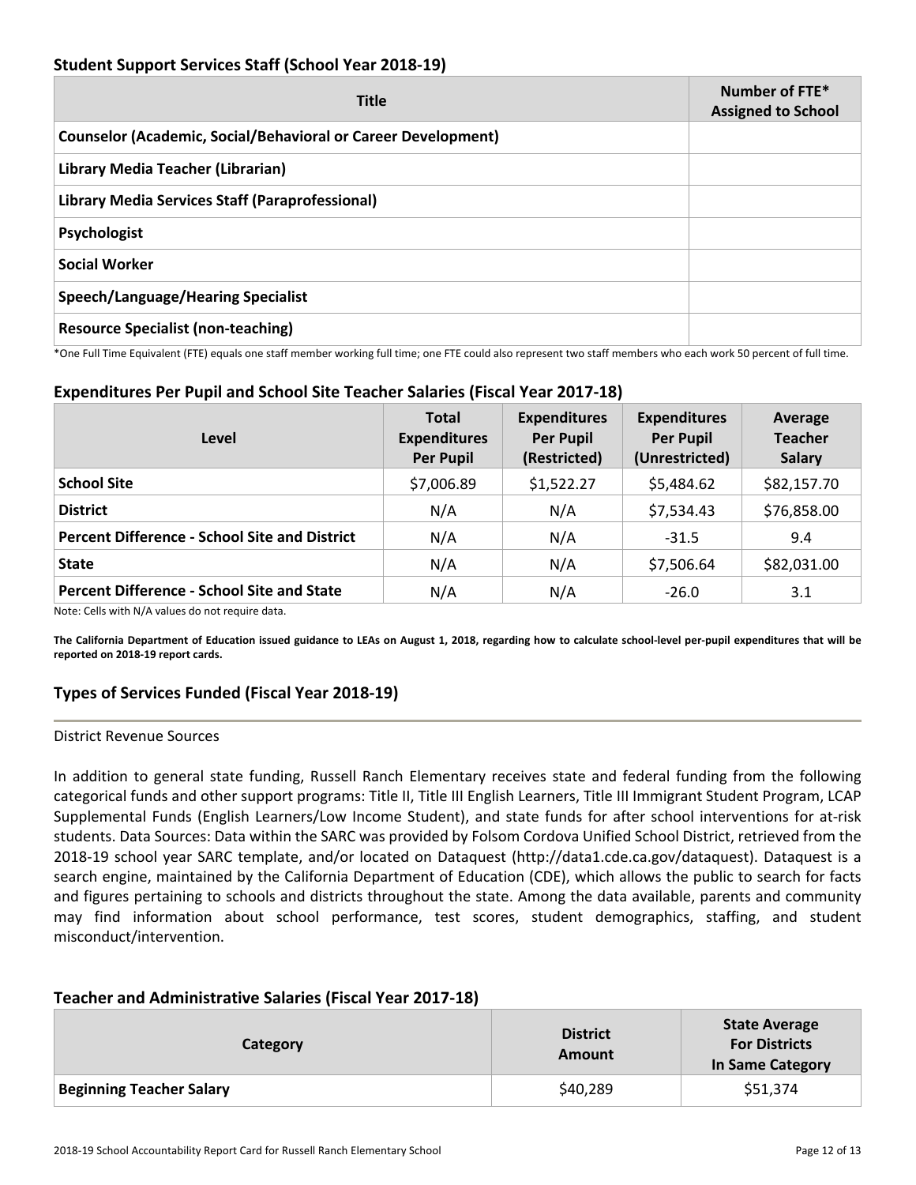### Student Support Services Staff (School Year 2018-19)

| Title | Number of FTE* Assigned to School |
|---|---|
| **Counselor (Academic, Social/Behavioral or Career Development)** | |
| **Library Media Teacher (Librarian)** | |
| **Library Media Services Staff (Paraprofessional)** | |
| **Psychologist** | |
| **Social Worker** | |
| **Speech/Language/Hearing Specialist** | |
| **Resource Specialist (non-teaching)** | |

*One Full Time Equivalent (FTE) equals one staff member working full time; one FTE could also represent two staff members who each work 50 percent of full time.

### Expenditures Per Pupil and School Site Teacher Salaries (Fiscal Year 2017-18)

| Level | Total Expenditures Per Pupil | Expenditures Per Pupil (Restricted) | Expenditures Per Pupil (Unrestricted) | Average Teacher Salary |
|---|---|---|---|---|
| **School Site** | $7,006.89 | $1,522.27 | $5,484.62 | $82,157.70 |
| **District** | N/A | N/A | $7,534.43 | $76,858.00 |
| **Percent Difference - School Site and District** | N/A | N/A | -31.5 | 9.4 |
| **State** | N/A | N/A | $7,506.64 | $82,031.00 |
| **Percent Difference - School Site and State** | N/A | N/A | -26.0 | 3.1 |

Note: Cells with N/A values do not require data.

**The California Department of Education issued guidance to LEAs on August 1, 2018, regarding how to calculate school-level per-pupil expenditures that will be reported on 2018-19 report cards.**

## Types of Services Funded (Fiscal Year 2018-19)

District Revenue Sources

In addition to general state funding, Russell Ranch Elementary receives state and federal funding from the following categorical funds and other support programs: Title II, Title III English Learners, Title III Immigrant Student Program, LCAP Supplemental Funds (English Learners/Low Income Student), and state funds for after school interventions for at-risk students. Data Sources: Data within the SARC was provided by Folsom Cordova Unified School District, retrieved from the 2018-19 school year SARC template, and/or located on Dataquest (http://data1.cde.ca.gov/dataquest). Dataquest is a search engine, maintained by the California Department of Education (CDE), which allows the public to search for facts and figures pertaining to schools and districts throughout the state. Among the data available, parents and community may find information about school performance, test scores, student demographics, staffing, and student misconduct/intervention.

### Teacher and Administrative Salaries (Fiscal Year 2017-18)

| Category | District Amount | State Average For Districts In Same Category |
|---|---|---|
| **Beginning Teacher Salary** | $40,289 | $51,374 |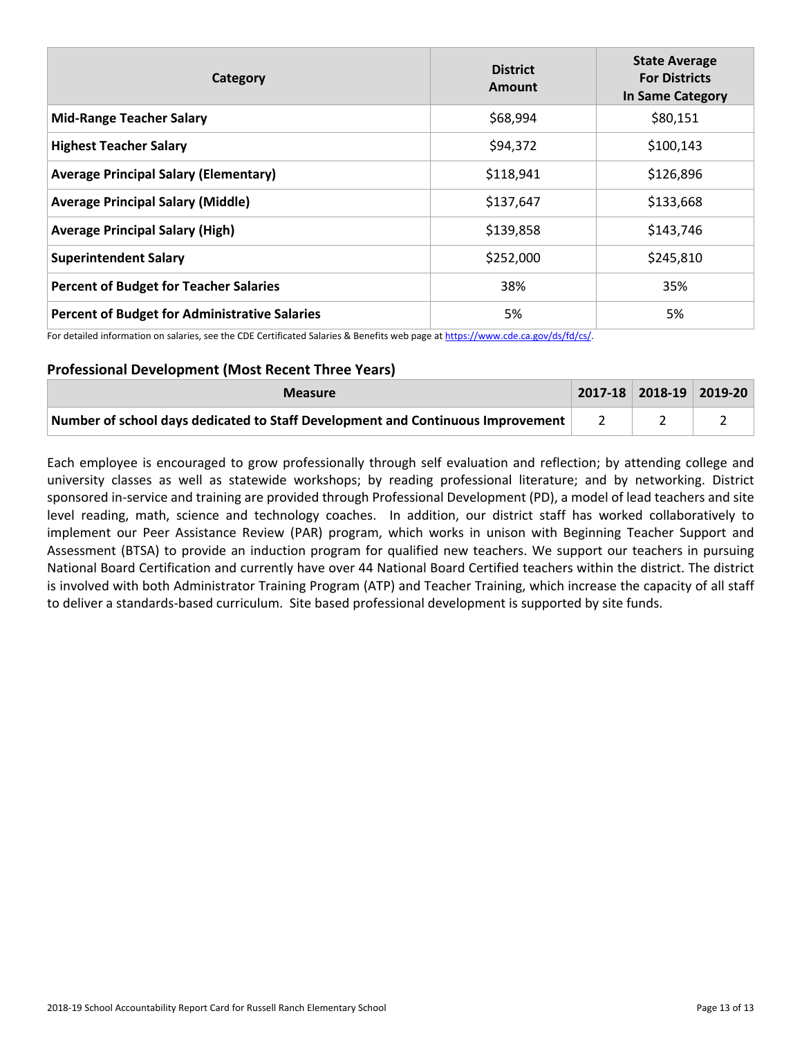| Category | District Amount | State Average For Districts In Same Category |
|---|---|---|
| **Mid-Range Teacher Salary** | $68,994 | $80,151 |
| **Highest Teacher Salary** | $94,372 | $100,143 |
| **Average Principal Salary (Elementary)** | $118,941 | $126,896 |
| **Average Principal Salary (Middle)** | $137,647 | $133,668 |
| **Average Principal Salary (High)** | $139,858 | $143,746 |
| **Superintendent Salary** | $252,000 | $245,810 |
| **Percent of Budget for Teacher Salaries** | 38% | 35% |
| **Percent of Budget for Administrative Salaries** | 5% | 5% |

For detailed information on salaries, see the CDE Certificated Salaries & Benefits web page at https://www.cde.ca.gov/ds/fd/cs/.

### Professional Development (Most Recent Three Years)

| Measure | 2017-18 | 2018-19 | 2019-20 |
|---|---|---|---|
| **Number of school days dedicated to Staff Development and Continuous Improvement** | 2 | 2 | 2 |

Each employee is encouraged to grow professionally through self evaluation and reflection; by attending college and university classes as well as statewide workshops; by reading professional literature; and by networking. District sponsored in-service and training are provided through Professional Development (PD), a model of lead teachers and site level reading, math, science and technology coaches. In addition, our district staff has worked collaboratively to implement our Peer Assistance Review (PAR) program, which works in unison with Beginning Teacher Support and Assessment (BTSA) to provide an induction program for qualified new teachers. We support our teachers in pursuing National Board Certification and currently have over 44 National Board Certified teachers within the district. The district is involved with both Administrator Training Program (ATP) and Teacher Training, which increase the capacity of all staff to deliver a standards-based curriculum. Site based professional development is supported by site funds.